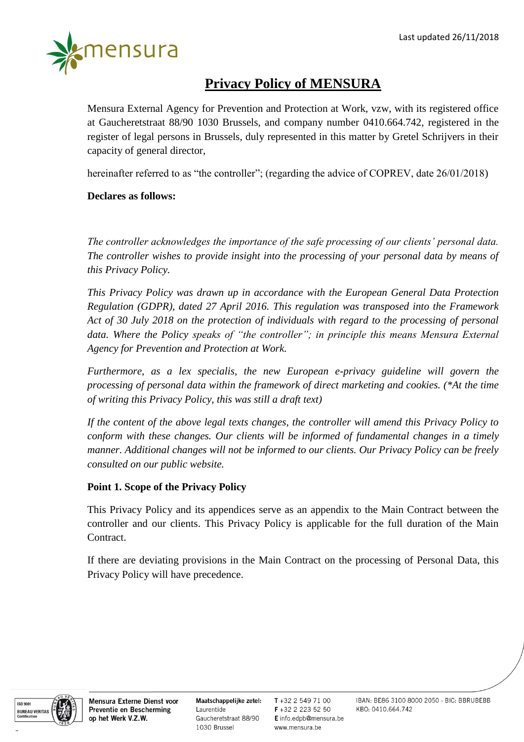Last updated 26/11/2018

# Privacy Policy of MENSURA

Mensura External Agency for Prevention and Protection at Work, vzw, with its registered office at Gaucheretstraat 88/90 1030 Brussels, and company number 0410.664.742, registered in the register of legal persons in Brussels, duly represented in this matter by Gretel Schrijvers in their capacity of general director,

hereinafter referred to as "the controller"; (regarding the advice of COPREV, date 26/01/2018)

**Declares as follows:**

*The controller acknowledges the importance of the safe processing of our clients' personal data. The controller wishes to provide insight into the processing of your personal data by means of this Privacy Policy.*

*This Privacy Policy was drawn up in accordance with the European General Data Protection Regulation (GDPR), dated 27 April 2016. This regulation was transposed into the Framework Act of 30 July 2018 on the protection of individuals with regard to the processing of personal data. Where the Policy speaks of "the controller"; in principle this means Mensura External Agency for Prevention and Protection at Work.*

*Furthermore, as a lex specialis, the new European e-privacy guideline will govern the processing of personal data within the framework of direct marketing and cookies. (*At the time of writing this Privacy Policy, this was still a draft text)*

*If the content of the above legal texts changes, the controller will amend this Privacy Policy to conform with these changes. Our clients will be informed of fundamental changes in a timely manner. Additional changes will not be informed to our clients. Our Privacy Policy can be freely consulted on our public website.*

**Point 1. Scope of the Privacy Policy**

This Privacy Policy and its appendices serve as an appendix to the Main Contract between the controller and our clients. This Privacy Policy is applicable for the full duration of the Main Contract.

If there are deviating provisions in the Main Contract on the processing of Personal Data, this Privacy Policy will have precedence.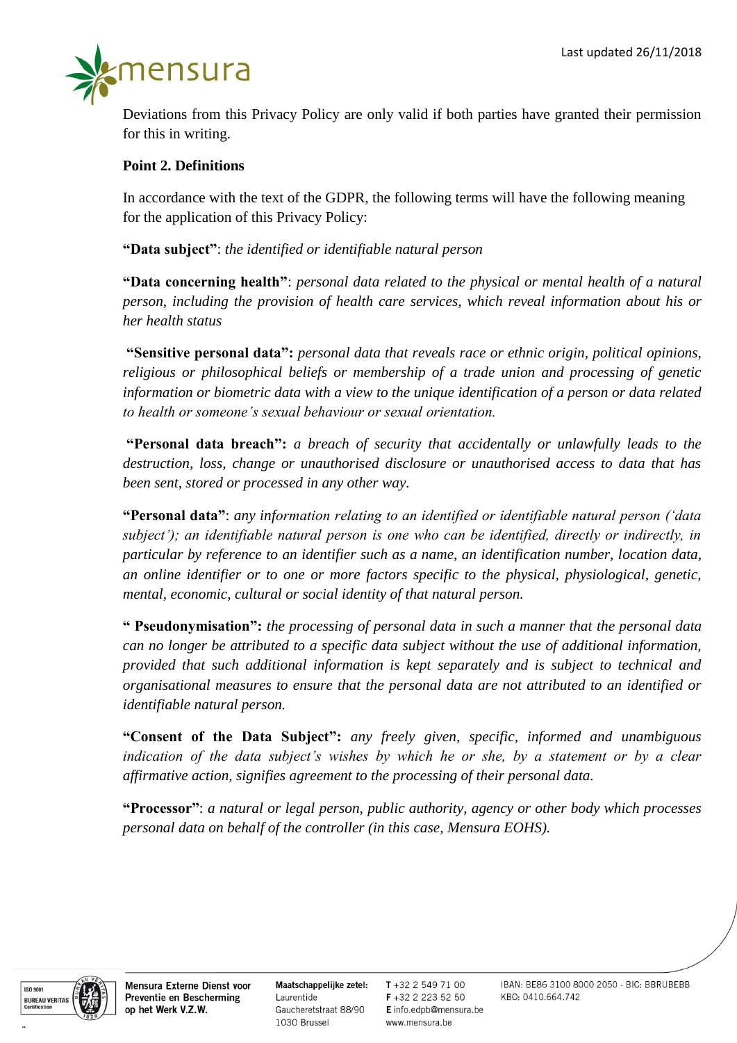Deviations from this Privacy Policy are only valid if both parties have granted their permission for this in writing.

**Point 2. Definitions**

In accordance with the text of the GDPR, the following terms will have the following meaning for the application of this Privacy Policy:

**"Data subject"**: *the identified or identifiable natural person*

**"Data concerning health"**: *personal data related to the physical or mental health of a natural person, including the provision of health care services, which reveal information about his or her health status*

**"Sensitive personal data":** *personal data that reveals race or ethnic origin, political opinions, religious or philosophical beliefs or membership of a trade union and processing of genetic information or biometric data with a view to the unique identification of a person or data related to health or someone's sexual behaviour or sexual orientation.*

**"Personal data breach":** *a breach of security that accidentally or unlawfully leads to the destruction, loss, change or unauthorised disclosure or unauthorised access to data that has been sent, stored or processed in any other way.*

**"Personal data"**: *any information relating to an identified or identifiable natural person ('data subject'); an identifiable natural person is one who can be identified, directly or indirectly, in particular by reference to an identifier such as a name, an identification number, location data, an online identifier or to one or more factors specific to the physical, physiological, genetic, mental, economic, cultural or social identity of that natural person.*

**" Pseudonymisation":** *the processing of personal data in such a manner that the personal data can no longer be attributed to a specific data subject without the use of additional information, provided that such additional information is kept separately and is subject to technical and organisational measures to ensure that the personal data are not attributed to an identified or identifiable natural person.*

**"Consent of the Data Subject":** *any freely given, specific, informed and unambiguous indication of the data subject's wishes by which he or she, by a statement or by a clear affirmative action, signifies agreement to the processing of their personal data.*

**"Processor"**: *a natural or legal person, public authority, agency or other body which processes personal data on behalf of the controller (in this case, Mensura EOHS).*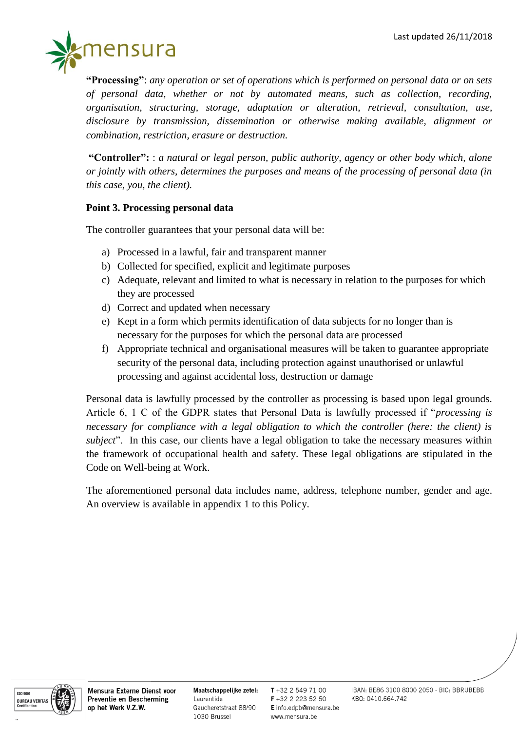**"Processing"**: *any operation or set of operations which is performed on personal data or on sets of personal data, whether or not by automated means, such as collection, recording, organisation, structuring, storage, adaptation or alteration, retrieval, consultation, use, disclosure by transmission, dissemination or otherwise making available, alignment or combination, restriction, erasure or destruction.*

**"Controller":** : *a natural or legal person, public authority, agency or other body which, alone or jointly with others, determines the purposes and means of the processing of personal data (in this case, you, the client).*

**Point 3. Processing personal data**

The controller guarantees that your personal data will be:

a) Processed in a lawful, fair and transparent manner
b) Collected for specified, explicit and legitimate purposes
c) Adequate, relevant and limited to what is necessary in relation to the purposes for which they are processed
d) Correct and updated when necessary
e) Kept in a form which permits identification of data subjects for no longer than is necessary for the purposes for which the personal data are processed
f) Appropriate technical and organisational measures will be taken to guarantee appropriate security of the personal data, including protection against unauthorised or unlawful processing and against accidental loss, destruction or damage

Personal data is lawfully processed by the controller as processing is based upon legal grounds. Article 6, 1 C of the GDPR states that Personal Data is lawfully processed if "*processing is necessary for compliance with a legal obligation to which the controller (here: the client) is subject*". In this case, our clients have a legal obligation to take the necessary measures within the framework of occupational health and safety. These legal obligations are stipulated in the Code on Well-being at Work.

The aforementioned personal data includes name, address, telephone number, gender and age. An overview is available in appendix 1 to this Policy.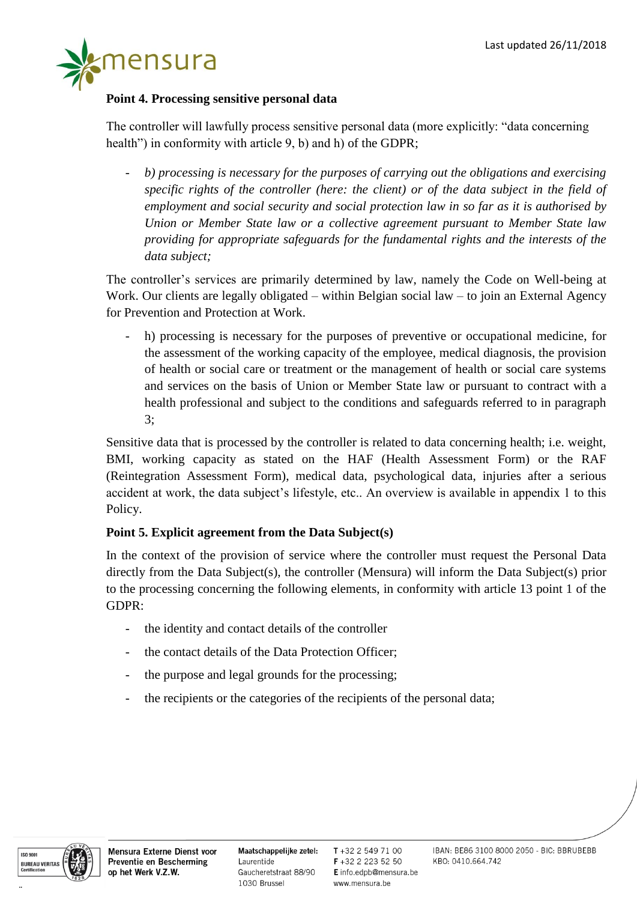**Point 4. Processing sensitive personal data**

The controller will lawfully process sensitive personal data (more explicitly: “data concerning health”) in conformity with article 9, b) and h) of the GDPR;

- *b) processing is necessary for the purposes of carrying out the obligations and exercising specific rights of the controller (here: the client) or of the data subject in the field of employment and social security and social protection law in so far as it is authorised by Union or Member State law or a collective agreement pursuant to Member State law providing for appropriate safeguards for the fundamental rights and the interests of the data subject;*

The controller’s services are primarily determined by law, namely the Code on Well-being at Work. Our clients are legally obligated – within Belgian social law – to join an External Agency for Prevention and Protection at Work.

- h) processing is necessary for the purposes of preventive or occupational medicine, for the assessment of the working capacity of the employee, medical diagnosis, the provision of health or social care or treatment or the management of health or social care systems and services on the basis of Union or Member State law or pursuant to contract with a health professional and subject to the conditions and safeguards referred to in paragraph 3;

Sensitive data that is processed by the controller is related to data concerning health; i.e. weight, BMI, working capacity as stated on the HAF (Health Assessment Form) or the RAF (Reintegration Assessment Form), medical data, psychological data, injuries after a serious accident at work, the data subject’s lifestyle, etc.. An overview is available in appendix 1 to this Policy.

**Point 5. Explicit agreement from the Data Subject(s)**

In the context of the provision of service where the controller must request the Personal Data directly from the Data Subject(s), the controller (Mensura) will inform the Data Subject(s) prior to the processing concerning the following elements, in conformity with article 13 point 1 of the GDPR:

- the identity and contact details of the controller
- the contact details of the Data Protection Officer;
- the purpose and legal grounds for the processing;
- the recipients or the categories of the recipients of the personal data;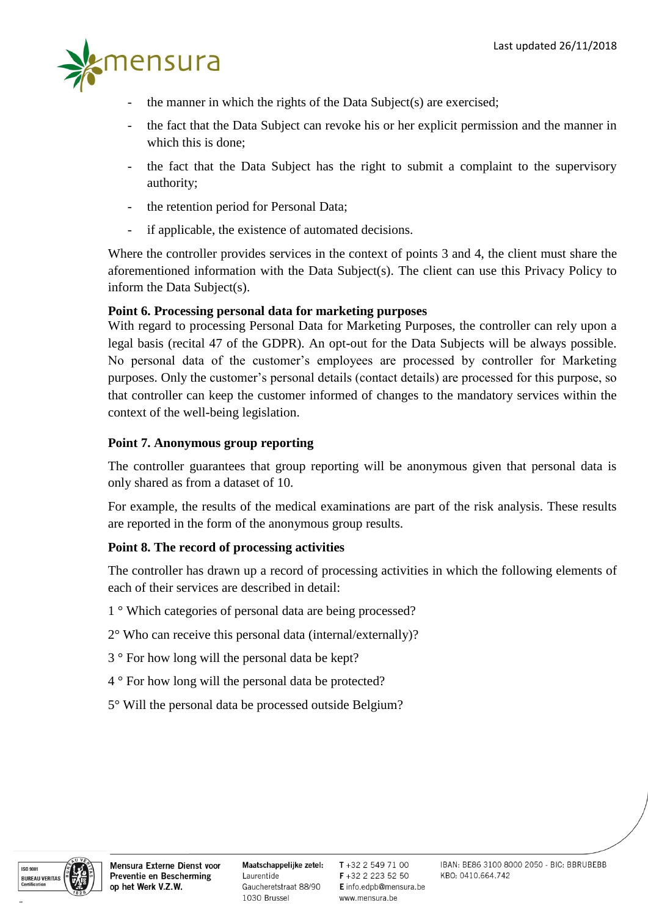- the manner in which the rights of the Data Subject(s) are exercised;
- the fact that the Data Subject can revoke his or her explicit permission and the manner in which this is done;
- the fact that the Data Subject has the right to submit a complaint to the supervisory authority;
- the retention period for Personal Data;
- if applicable, the existence of automated decisions.

Where the controller provides services in the context of points 3 and 4, the client must share the aforementioned information with the Data Subject(s). The client can use this Privacy Policy to inform the Data Subject(s).

**Point 6. Processing personal data for marketing purposes**

With regard to processing Personal Data for Marketing Purposes, the controller can rely upon a legal basis (recital 47 of the GDPR). An opt-out for the Data Subjects will be always possible. No personal data of the customer's employees are processed by controller for Marketing purposes. Only the customer's personal details (contact details) are processed for this purpose, so that controller can keep the customer informed of changes to the mandatory services within the context of the well-being legislation.

**Point 7. Anonymous group reporting**

The controller guarantees that group reporting will be anonymous given that personal data is only shared as from a dataset of 10.

For example, the results of the medical examinations are part of the risk analysis. These results are reported in the form of the anonymous group results.

**Point 8. The record of processing activities**

The controller has drawn up a record of processing activities in which the following elements of each of their services are described in detail:

1 ° Which categories of personal data are being processed?

2° Who can receive this personal data (internal/externally)?

3 ° For how long will the personal data be kept?

4 ° For how long will the personal data be protected?

5° Will the personal data be processed outside Belgium?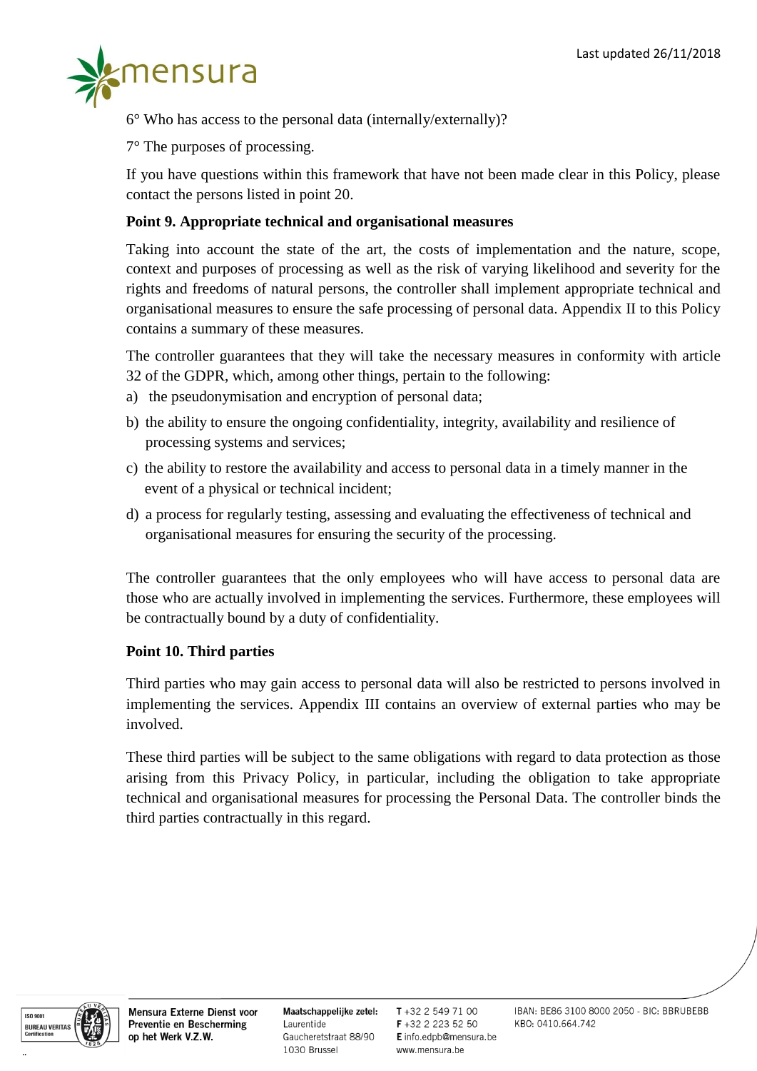6° Who has access to the personal data (internally/externally)?

7° The purposes of processing.

If you have questions within this framework that have not been made clear in this Policy, please contact the persons listed in point 20.

### Point 9. Appropriate technical and organisational measures

Taking into account the state of the art, the costs of implementation and the nature, scope, context and purposes of processing as well as the risk of varying likelihood and severity for the rights and freedoms of natural persons, the controller shall implement appropriate technical and organisational measures to ensure the safe processing of personal data. Appendix II to this Policy contains a summary of these measures.

The controller guarantees that they will take the necessary measures in conformity with article 32 of the GDPR, which, among other things, pertain to the following:

a) the pseudonymisation and encryption of personal data;

b) the ability to ensure the ongoing confidentiality, integrity, availability and resilience of processing systems and services;

c) the ability to restore the availability and access to personal data in a timely manner in the event of a physical or technical incident;

d) a process for regularly testing, assessing and evaluating the effectiveness of technical and organisational measures for ensuring the security of the processing.

The controller guarantees that the only employees who will have access to personal data are those who are actually involved in implementing the services. Furthermore, these employees will be contractually bound by a duty of confidentiality.

### Point 10. Third parties

Third parties who may gain access to personal data will also be restricted to persons involved in implementing the services. Appendix III contains an overview of external parties who may be involved.

These third parties will be subject to the same obligations with regard to data protection as those arising from this Privacy Policy, in particular, including the obligation to take appropriate technical and organisational measures for processing the Personal Data. The controller binds the third parties contractually in this regard.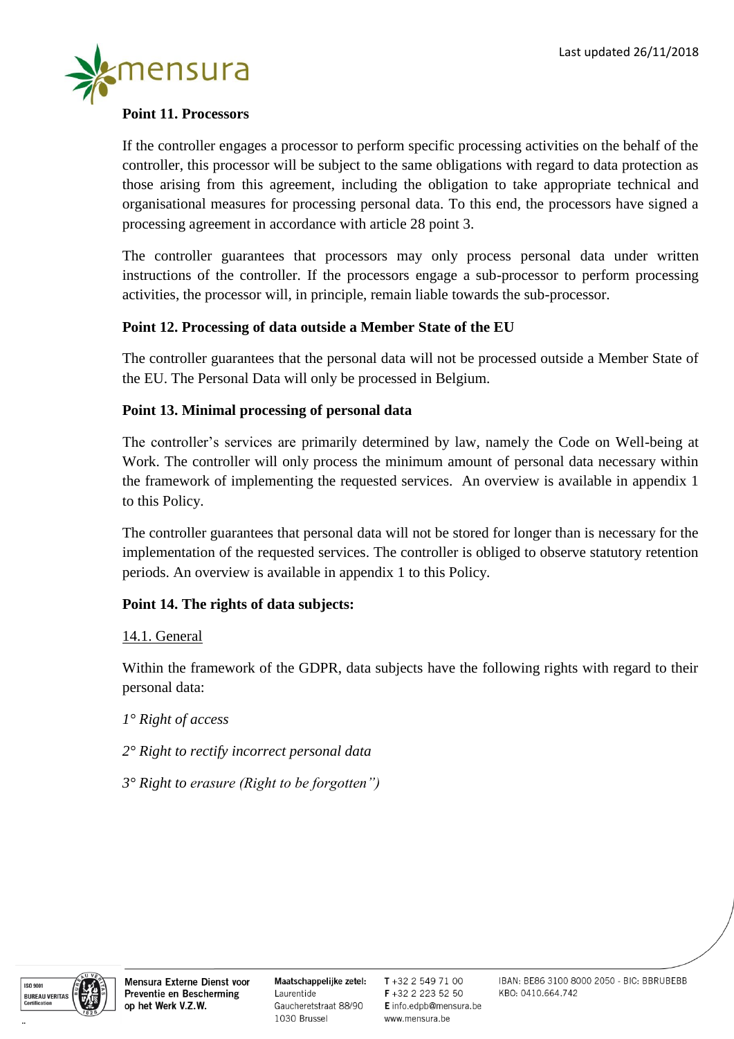**Point 11. Processors**

If the controller engages a processor to perform specific processing activities on the behalf of the controller, this processor will be subject to the same obligations with regard to data protection as those arising from this agreement, including the obligation to take appropriate technical and organisational measures for processing personal data. To this end, the processors have signed a processing agreement in accordance with article 28 point 3.

The controller guarantees that processors may only process personal data under written instructions of the controller. If the processors engage a sub-processor to perform processing activities, the processor will, in principle, remain liable towards the sub-processor.

**Point 12. Processing of data outside a Member State of the EU**

The controller guarantees that the personal data will not be processed outside a Member State of the EU. The Personal Data will only be processed in Belgium.

**Point 13. Minimal processing of personal data**

The controller's services are primarily determined by law, namely the Code on Well-being at Work. The controller will only process the minimum amount of personal data necessary within the framework of implementing the requested services. An overview is available in appendix 1 to this Policy.

The controller guarantees that personal data will not be stored for longer than is necessary for the implementation of the requested services. The controller is obliged to observe statutory retention periods. An overview is available in appendix 1 to this Policy.

**Point 14. The rights of data subjects:**

14.1. General

Within the framework of the GDPR, data subjects have the following rights with regard to their personal data:

*1° Right of access*

*2° Right to rectify incorrect personal data*

*3° Right to erasure (Right to be forgotten")*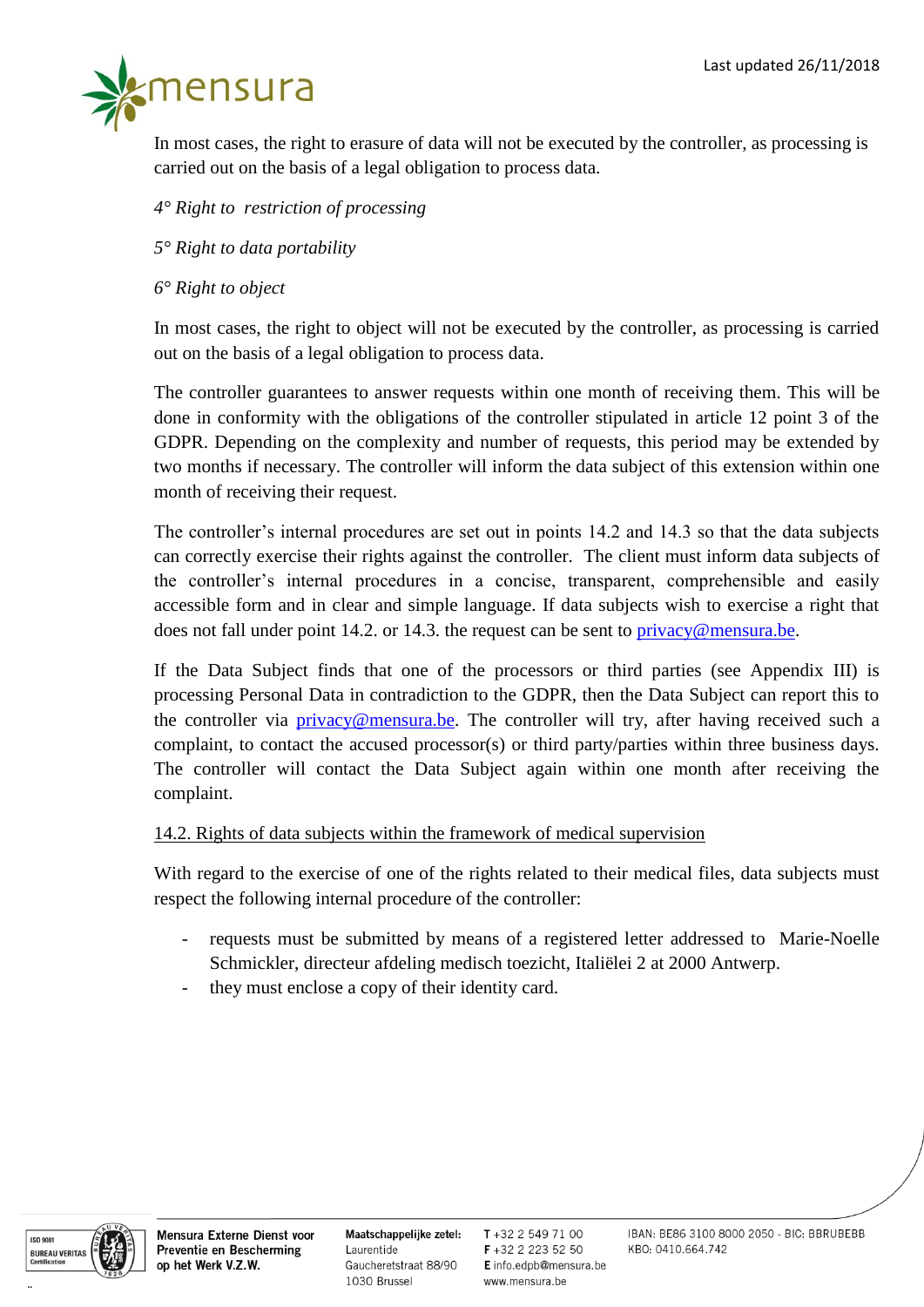In most cases, the right to erasure of data will not be executed by the controller, as processing is carried out on the basis of a legal obligation to process data.

*4° Right to restriction of processing*

*5° Right to data portability*

*6° Right to object*

In most cases, the right to object will not be executed by the controller, as processing is carried out on the basis of a legal obligation to process data.

The controller guarantees to answer requests within one month of receiving them. This will be done in conformity with the obligations of the controller stipulated in article 12 point 3 of the GDPR. Depending on the complexity and number of requests, this period may be extended by two months if necessary. The controller will inform the data subject of this extension within one month of receiving their request.

The controller's internal procedures are set out in points 14.2 and 14.3 so that the data subjects can correctly exercise their rights against the controller. The client must inform data subjects of the controller's internal procedures in a concise, transparent, comprehensible and easily accessible form and in clear and simple language. If data subjects wish to exercise a right that does not fall under point 14.2. or 14.3. the request can be sent to privacy@mensura.be.

If the Data Subject finds that one of the processors or third parties (see Appendix III) is processing Personal Data in contradiction to the GDPR, then the Data Subject can report this to the controller via privacy@mensura.be. The controller will try, after having received such a complaint, to contact the accused processor(s) or third party/parties within three business days. The controller will contact the Data Subject again within one month after receiving the complaint.

14.2. Rights of data subjects within the framework of medical supervision

With regard to the exercise of one of the rights related to their medical files, data subjects must respect the following internal procedure of the controller:

- requests must be submitted by means of a registered letter addressed to Marie-Noelle Schmickler, directeur afdeling medisch toezicht, Italiëlei 2 at 2000 Antwerp.
- they must enclose a copy of their identity card.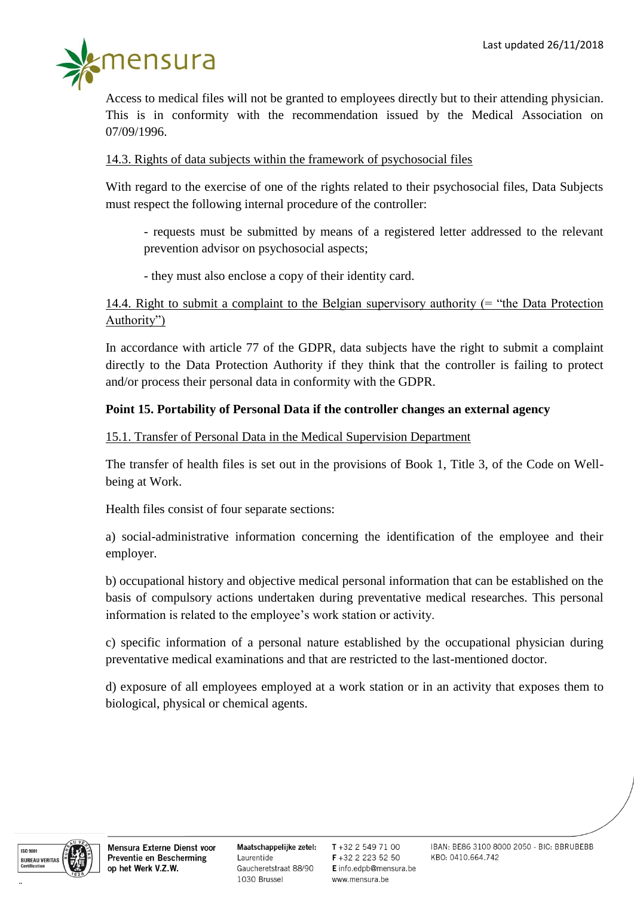Access to medical files will not be granted to employees directly but to their attending physician. This is in conformity with the recommendation issued by the Medical Association on 07/09/1996.

14.3. Rights of data subjects within the framework of psychosocial files

With regard to the exercise of one of the rights related to their psychosocial files, Data Subjects must respect the following internal procedure of the controller:

- requests must be submitted by means of a registered letter addressed to the relevant prevention advisor on psychosocial aspects;

- they must also enclose a copy of their identity card.

14.4. Right to submit a complaint to the Belgian supervisory authority (= "the Data Protection Authority")

In accordance with article 77 of the GDPR, data subjects have the right to submit a complaint directly to the Data Protection Authority if they think that the controller is failing to protect and/or process their personal data in conformity with the GDPR.

**Point 15. Portability of Personal Data if the controller changes an external agency**

15.1. Transfer of Personal Data in the Medical Supervision Department

The transfer of health files is set out in the provisions of Book 1, Title 3, of the Code on Well-being at Work.

Health files consist of four separate sections:

a) social-administrative information concerning the identification of the employee and their employer.

b) occupational history and objective medical personal information that can be established on the basis of compulsory actions undertaken during preventative medical researches. This personal information is related to the employee's work station or activity.

c) specific information of a personal nature established by the occupational physician during preventative medical examinations and that are restricted to the last-mentioned doctor.

d) exposure of all employees employed at a work station or in an activity that exposes them to biological, physical or chemical agents.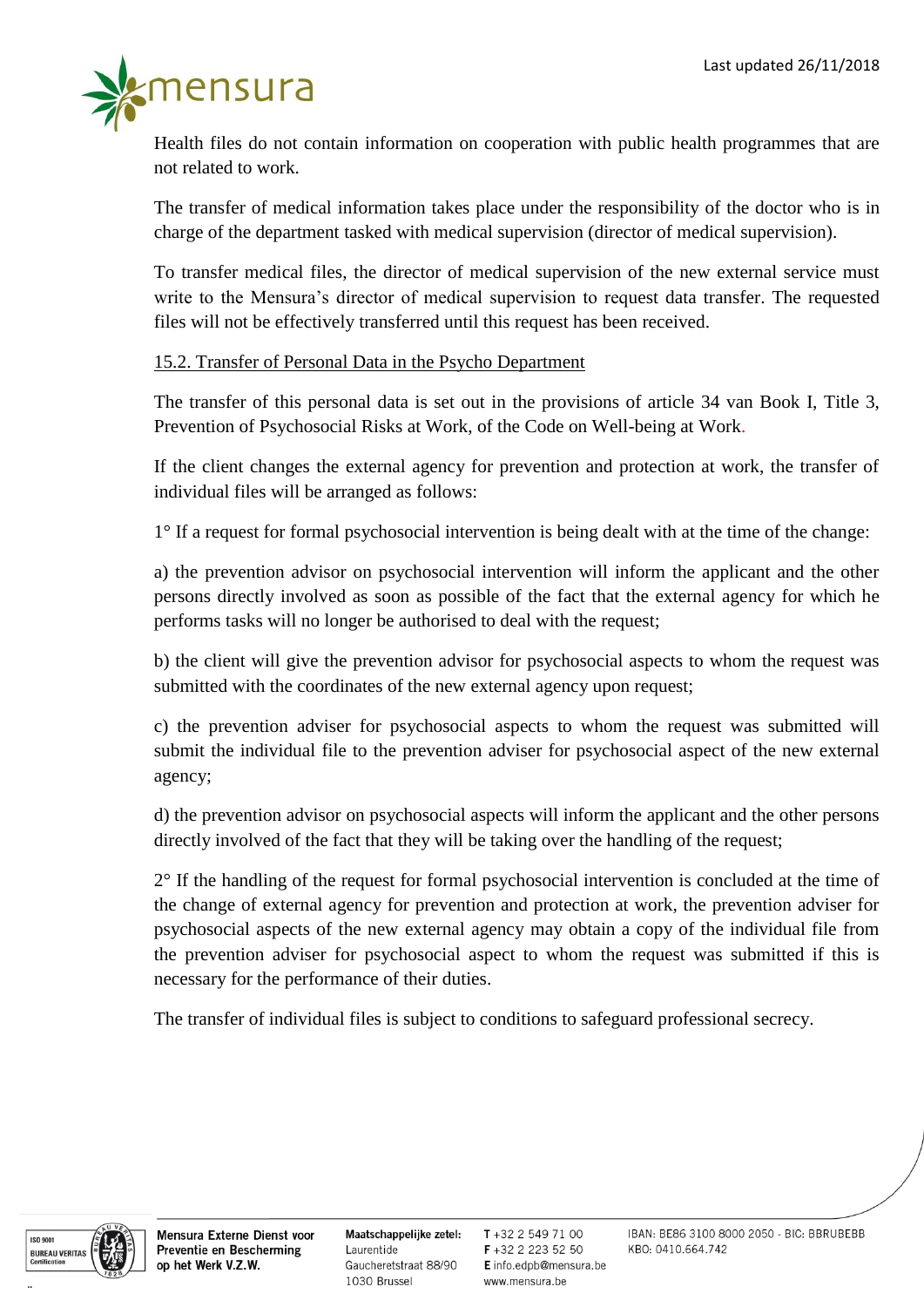Health files do not contain information on cooperation with public health programmes that are not related to work.

The transfer of medical information takes place under the responsibility of the doctor who is in charge of the department tasked with medical supervision (director of medical supervision).

To transfer medical files, the director of medical supervision of the new external service must write to the Mensura's director of medical supervision to request data transfer. The requested files will not be effectively transferred until this request has been received.

### 15.2. Transfer of Personal Data in the Psycho Department

The transfer of this personal data is set out in the provisions of article 34 van Book I, Title 3, Prevention of Psychosocial Risks at Work, of the Code on Well-being at Work.

If the client changes the external agency for prevention and protection at work, the transfer of individual files will be arranged as follows:

1° If a request for formal psychosocial intervention is being dealt with at the time of the change:

a) the prevention advisor on psychosocial intervention will inform the applicant and the other persons directly involved as soon as possible of the fact that the external agency for which he performs tasks will no longer be authorised to deal with the request;

b) the client will give the prevention advisor for psychosocial aspects to whom the request was submitted with the coordinates of the new external agency upon request;

c) the prevention adviser for psychosocial aspects to whom the request was submitted will submit the individual file to the prevention adviser for psychosocial aspect of the new external agency;

d) the prevention advisor on psychosocial aspects will inform the applicant and the other persons directly involved of the fact that they will be taking over the handling of the request;

2° If the handling of the request for formal psychosocial intervention is concluded at the time of the change of external agency for prevention and protection at work, the prevention adviser for psychosocial aspects of the new external agency may obtain a copy of the individual file from the prevention adviser for psychosocial aspect to whom the request was submitted if this is necessary for the performance of their duties.

The transfer of individual files is subject to conditions to safeguard professional secrecy.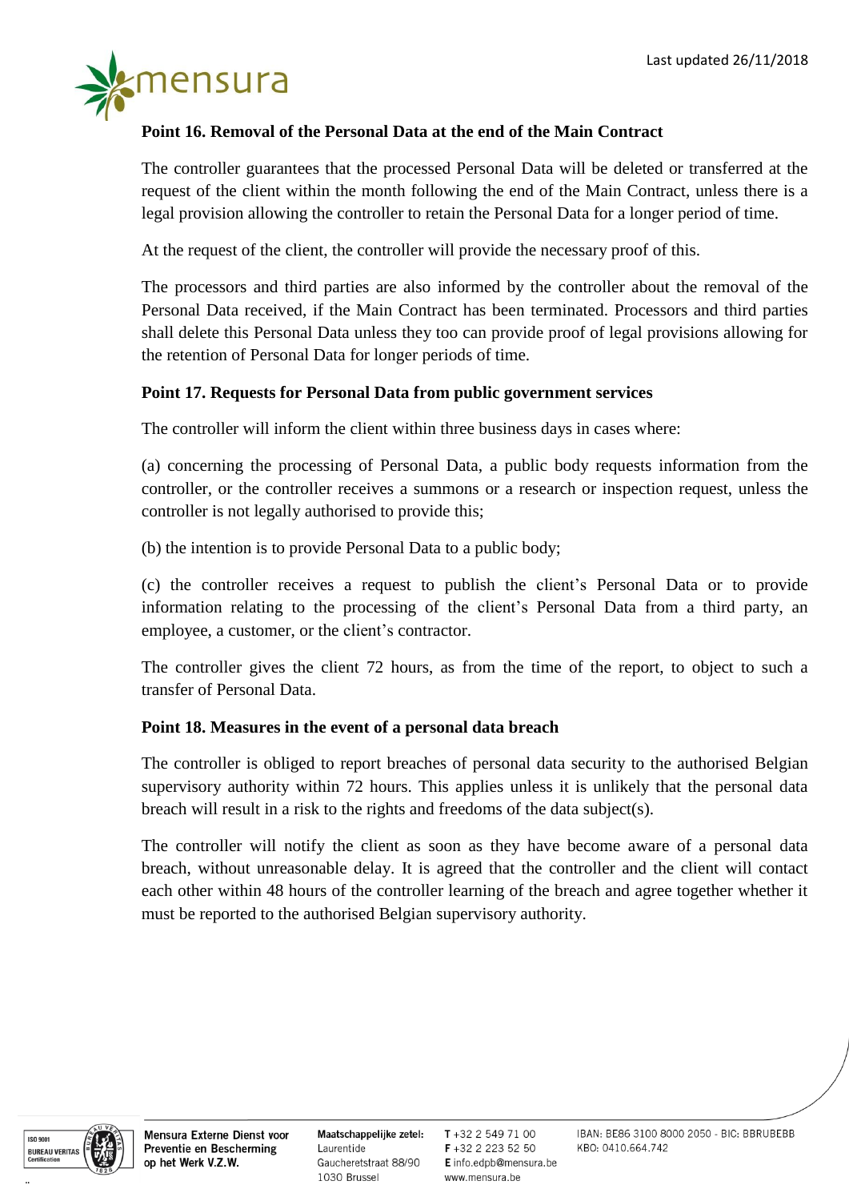## Point 16. Removal of the Personal Data at the end of the Main Contract

The controller guarantees that the processed Personal Data will be deleted or transferred at the request of the client within the month following the end of the Main Contract, unless there is a legal provision allowing the controller to retain the Personal Data for a longer period of time.

At the request of the client, the controller will provide the necessary proof of this.

The processors and third parties are also informed by the controller about the removal of the Personal Data received, if the Main Contract has been terminated. Processors and third parties shall delete this Personal Data unless they too can provide proof of legal provisions allowing for the retention of Personal Data for longer periods of time.

## Point 17. Requests for Personal Data from public government services

The controller will inform the client within three business days in cases where:

(a) concerning the processing of Personal Data, a public body requests information from the controller, or the controller receives a summons or a research or inspection request, unless the controller is not legally authorised to provide this;

(b) the intention is to provide Personal Data to a public body;

(c) the controller receives a request to publish the client's Personal Data or to provide information relating to the processing of the client's Personal Data from a third party, an employee, a customer, or the client's contractor.

The controller gives the client 72 hours, as from the time of the report, to object to such a transfer of Personal Data.

## Point 18. Measures in the event of a personal data breach

The controller is obliged to report breaches of personal data security to the authorised Belgian supervisory authority within 72 hours. This applies unless it is unlikely that the personal data breach will result in a risk to the rights and freedoms of the data subject(s).

The controller will notify the client as soon as they have become aware of a personal data breach, without unreasonable delay. It is agreed that the controller and the client will contact each other within 48 hours of the controller learning of the breach and agree together whether it must be reported to the authorised Belgian supervisory authority.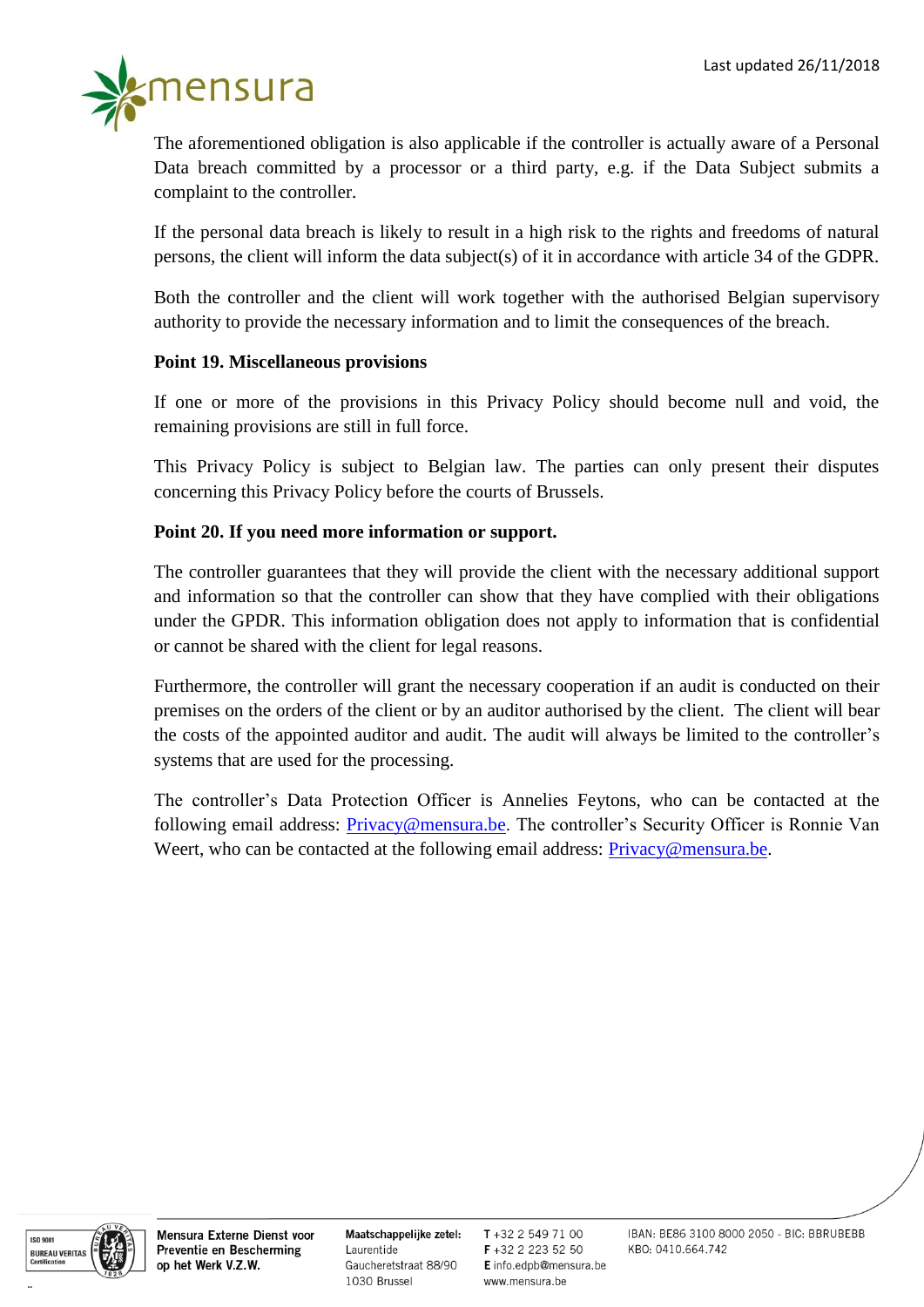The aforementioned obligation is also applicable if the controller is actually aware of a Personal Data breach committed by a processor or a third party, e.g. if the Data Subject submits a complaint to the controller.

If the personal data breach is likely to result in a high risk to the rights and freedoms of natural persons, the client will inform the data subject(s) of it in accordance with article 34 of the GDPR.

Both the controller and the client will work together with the authorised Belgian supervisory authority to provide the necessary information and to limit the consequences of the breach.

**Point 19. Miscellaneous provisions**

If one or more of the provisions in this Privacy Policy should become null and void, the remaining provisions are still in full force.

This Privacy Policy is subject to Belgian law. The parties can only present their disputes concerning this Privacy Policy before the courts of Brussels.

**Point 20. If you need more information or support.**

The controller guarantees that they will provide the client with the necessary additional support and information so that the controller can show that they have complied with their obligations under the GPDR. This information obligation does not apply to information that is confidential or cannot be shared with the client for legal reasons.

Furthermore, the controller will grant the necessary cooperation if an audit is conducted on their premises on the orders of the client or by an auditor authorised by the client. The client will bear the costs of the appointed auditor and audit. The audit will always be limited to the controller's systems that are used for the processing.

The controller's Data Protection Officer is Annelies Feytons, who can be contacted at the following email address: Privacy@mensura.be. The controller's Security Officer is Ronnie Van Weert, who can be contacted at the following email address: Privacy@mensura.be.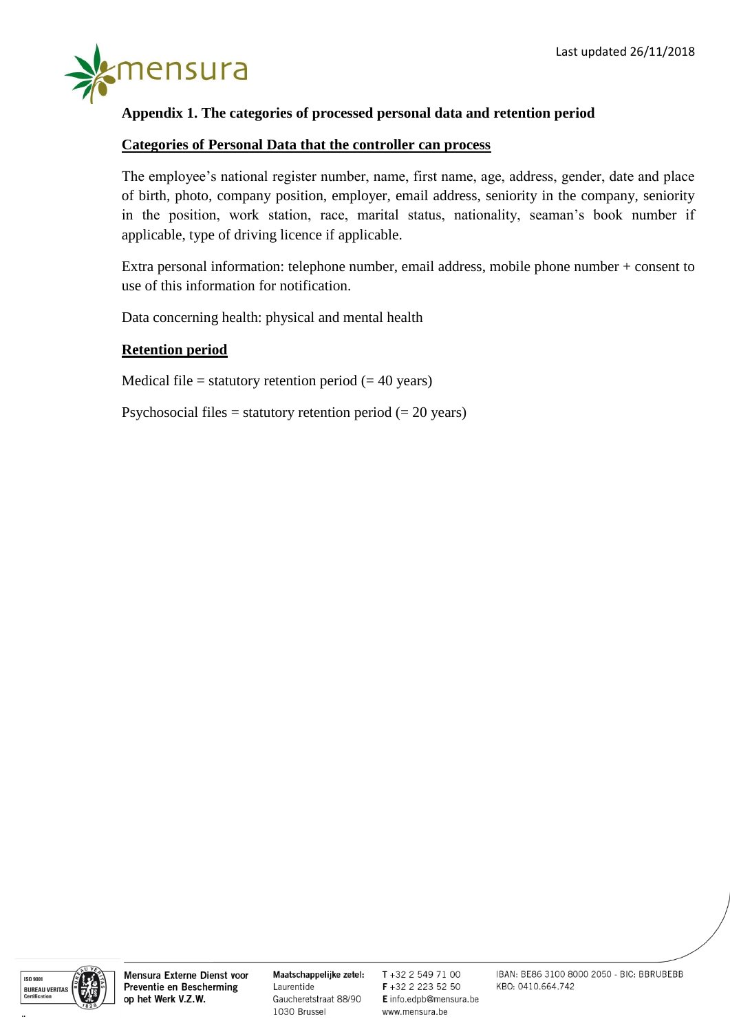## Appendix 1. The categories of processed personal data and retention period

### Categories of Personal Data that the controller can process

The employee's national register number, name, first name, age, address, gender, date and place of birth, photo, company position, employer, email address, seniority in the company, seniority in the position, work station, race, marital status, nationality, seaman's book number if applicable, type of driving licence if applicable.

Extra personal information: telephone number, email address, mobile phone number + consent to use of this information for notification.

Data concerning health: physical and mental health

### Retention period

Medical file = statutory retention period (= 40 years)

Psychosocial files = statutory retention period (= 20 years)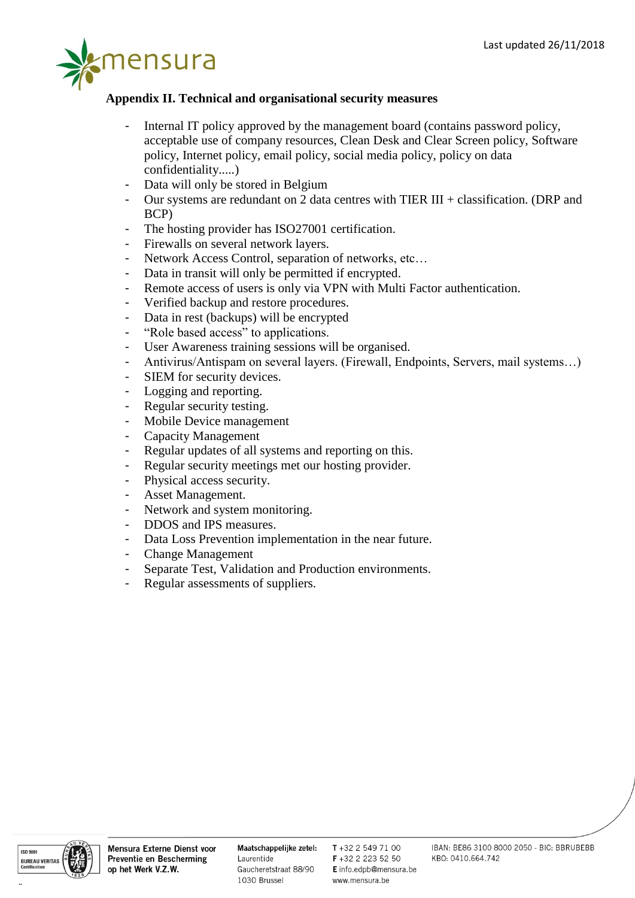## Appendix II. Technical and organisational security measures

- Internal IT policy approved by the management board (contains password policy, acceptable use of company resources, Clean Desk and Clear Screen policy, Software policy, Internet policy, email policy, social media policy, policy on data confidentiality.....)
- Data will only be stored in Belgium
- Our systems are redundant on 2 data centres with TIER III + classification. (DRP and BCP)
- The hosting provider has ISO27001 certification.
- Firewalls on several network layers.
- Network Access Control, separation of networks, etc…
- Data in transit will only be permitted if encrypted.
- Remote access of users is only via VPN with Multi Factor authentication.
- Verified backup and restore procedures.
- Data in rest (backups) will be encrypted
- “Role based access” to applications.
- User Awareness training sessions will be organised.
- Antivirus/Antispam on several layers. (Firewall, Endpoints, Servers, mail systems…)
- SIEM for security devices.
- Logging and reporting.
- Regular security testing.
- Mobile Device management
- Capacity Management
- Regular updates of all systems and reporting on this.
- Regular security meetings met our hosting provider.
- Physical access security.
- Asset Management.
- Network and system monitoring.
- DDOS and IPS measures.
- Data Loss Prevention implementation in the near future.
- Change Management
- Separate Test, Validation and Production environments.
- Regular assessments of suppliers.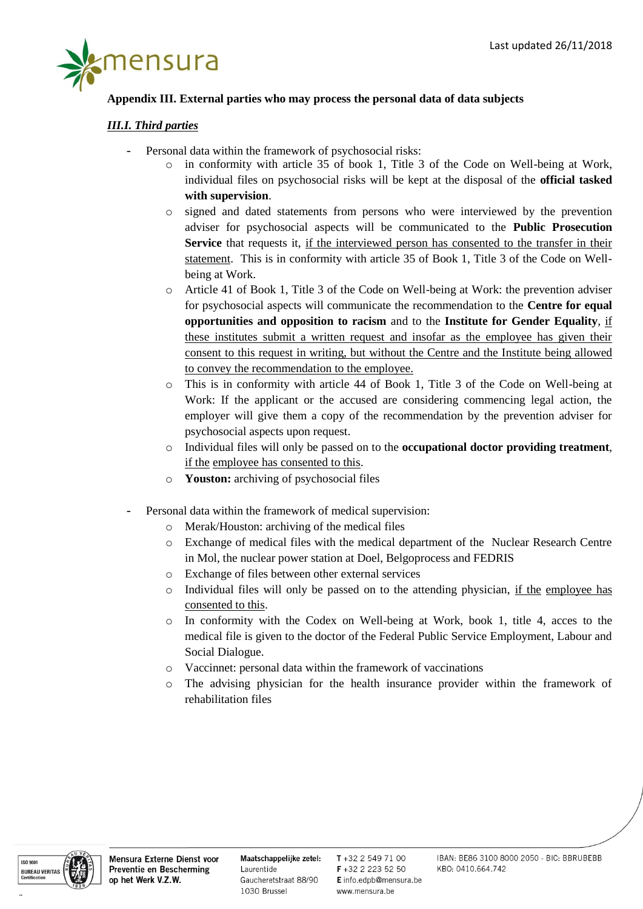## Appendix III. External parties who may process the personal data of data subjects

### ***III.I. Third parties***

- Personal data within the framework of psychosocial risks:
  - in conformity with article 35 of book 1, Title 3 of the Code on Well-being at Work, individual files on psychosocial risks will be kept at the disposal of the **official tasked with supervision**.
  - signed and dated statements from persons who were interviewed by the prevention adviser for psychosocial aspects will be communicated to the **Public Prosecution Service** that requests it, <u>if the interviewed person has consented to the transfer in their statement</u>. This is in conformity with article 35 of Book 1, Title 3 of the Code on Well-being at Work.
  - Article 41 of Book 1, Title 3 of the Code on Well-being at Work: the prevention adviser for psychosocial aspects will communicate the recommendation to the **Centre for equal opportunities and opposition to racism** and to the **Institute for Gender Equality**, <u>if these institutes submit a written request and insofar as the employee has given their consent to this request in writing, but without the Centre and the Institute being allowed to convey the recommendation to the employee.</u>
  - This is in conformity with article 44 of Book 1, Title 3 of the Code on Well-being at Work: If the applicant or the accused are considering commencing legal action, the employer will give them a copy of the recommendation by the prevention adviser for psychosocial aspects upon request.
  - Individual files will only be passed on to the **occupational doctor providing treatment**, <u>if the employee has consented to this</u>.
  - **Youston:** archiving of psychosocial files

- Personal data within the framework of medical supervision:
  - Merak/Houston: archiving of the medical files
  - Exchange of medical files with the medical department of the Nuclear Research Centre in Mol, the nuclear power station at Doel, Belgoprocess and FEDRIS
  - Exchange of files between other external services
  - Individual files will only be passed on to the attending physician, <u>if the employee has consented to this</u>.
  - In conformity with the Codex on Well-being at Work, book 1, title 4, acces to the medical file is given to the doctor of the Federal Public Service Employment, Labour and Social Dialogue.
  - Vaccinnet: personal data within the framework of vaccinations
  - The advising physician for the health insurance provider within the framework of rehabilitation files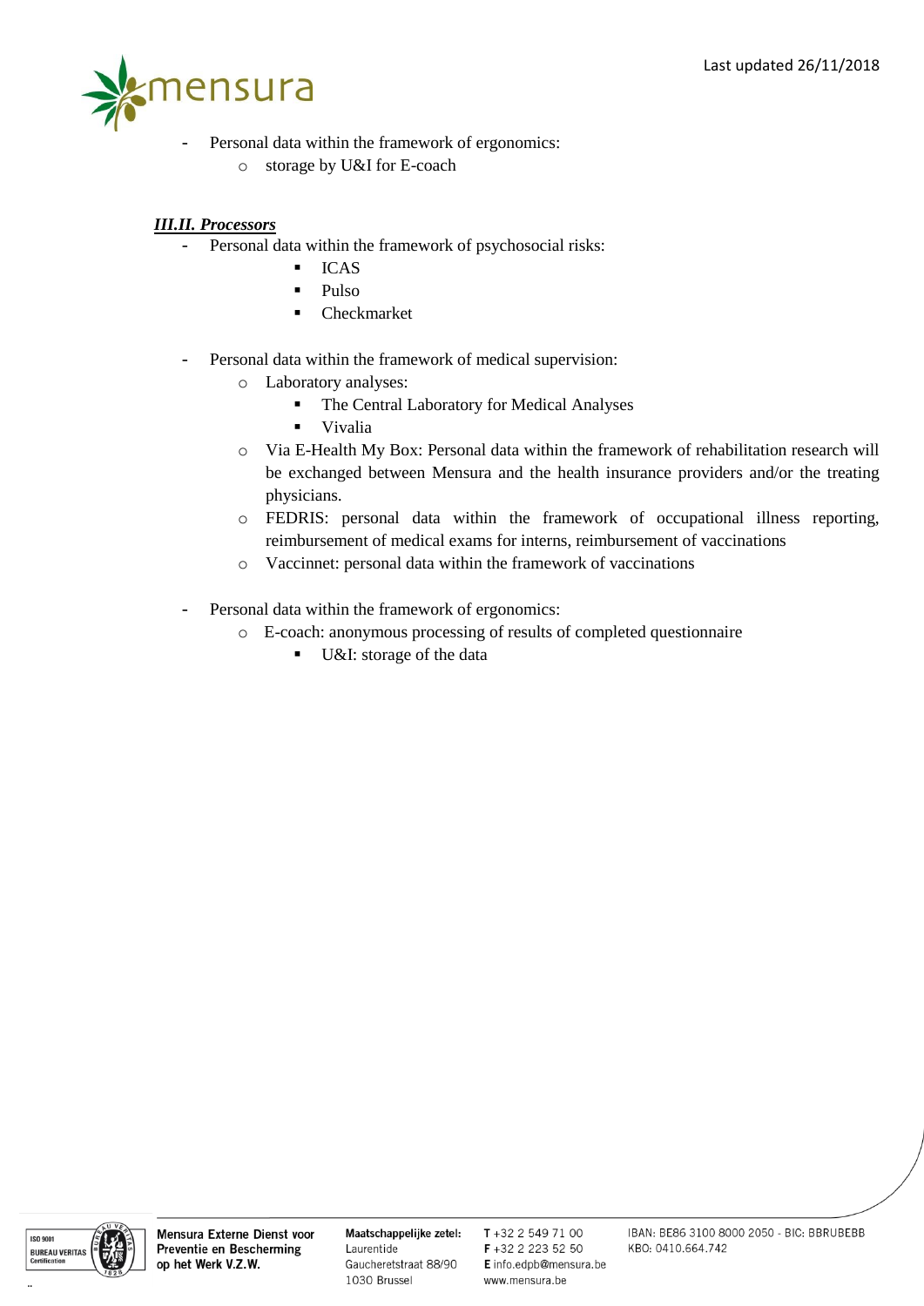- Personal data within the framework of ergonomics:
  - storage by U&I for E-coach

### ***III.II. Processors***

- Personal data within the framework of psychosocial risks:
    - ICAS
    - Pulso
    - Checkmarket

- Personal data within the framework of medical supervision:
  - Laboratory analyses:
    - The Central Laboratory for Medical Analyses
    - Vivalia
  - Via E-Health My Box: Personal data within the framework of rehabilitation research will be exchanged between Mensura and the health insurance providers and/or the treating physicians.
  - FEDRIS: personal data within the framework of occupational illness reporting, reimbursement of medical exams for interns, reimbursement of vaccinations
  - Vaccinnet: personal data within the framework of vaccinations

- Personal data within the framework of ergonomics:
  - E-coach: anonymous processing of results of completed questionnaire
    - U&I: storage of the data